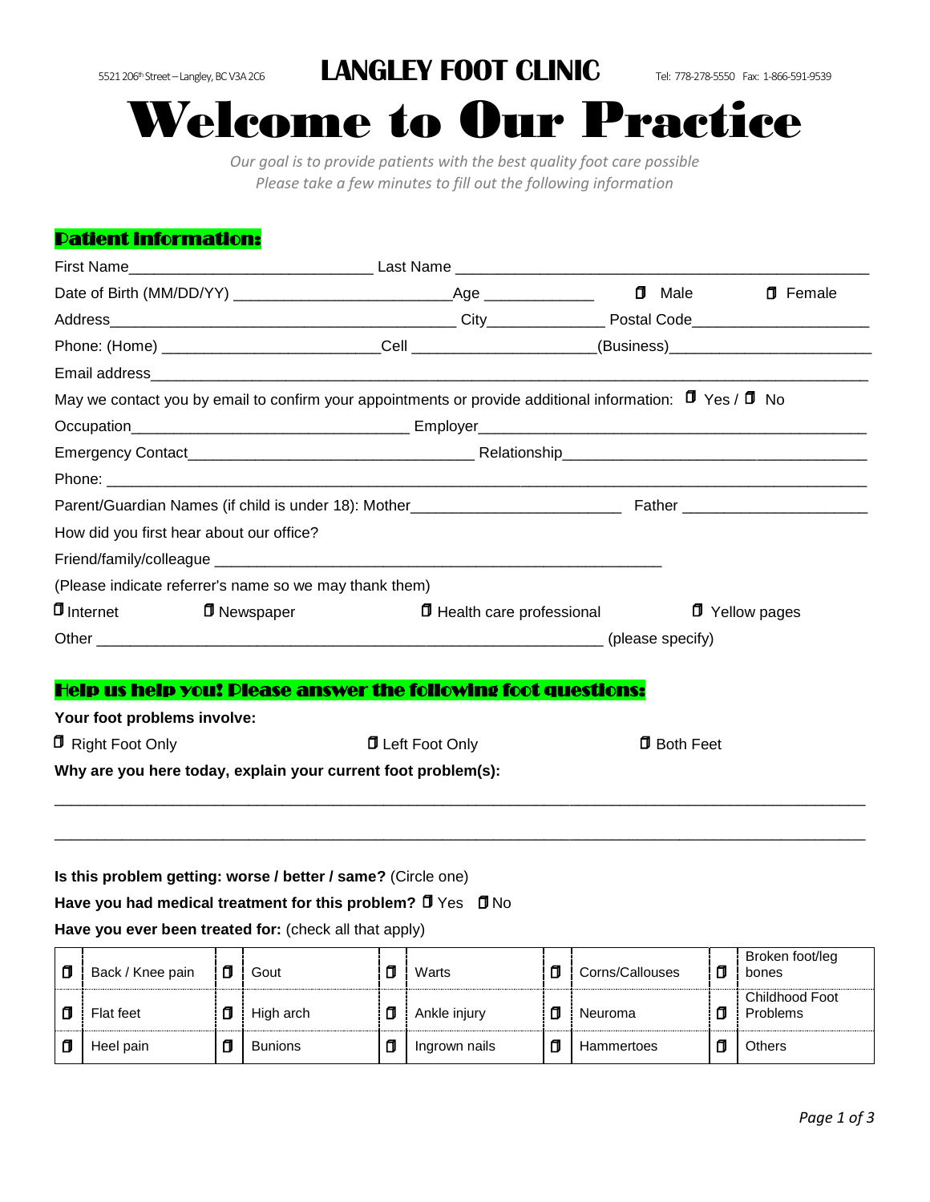5521 206th Street – Langley, BC V3A 2C6 **LANGLEY FOOT CLINIC** Tel: 778-278-5550 Fax: 1-866-591-9539

# Welcome to Our Practice

*Our goal is to provide patients with the best quality foot care possible*
*Please take a few minutes to fill out the following information*

## Patient Information:

First Name____________________________ Last Name ______________________________________________

Date of Birth (MM/DD/YY) _________________________Age ____________ ☐ Male ☐ Female

Address________________________________________ City_____________ Postal Code____________________

Phone: (Home) ________________________Cell ____________________(Business)_______________________

Email address_____________________________________________________________________________

May we contact you by email to confirm your appointments or provide additional information: ☐ Yes / ☐ No

Occupation________________________________ Employer____________________________________________

Emergency Contact_________________________________ Relationship___________________________________

Phone: ___________________________________________________________________________________

Parent/Guardian Names (if child is under 18): Mother________________________ Father _____________________

How did you first hear about our office?

Friend/family/colleague ____________________________________________________

(Please indicate referrer's name so we may thank them)

☐ Internet ☐ Newspaper ☐ Health care professional ☐ Yellow pages

Other ___________________________________________________________ (please specify)

## Help us help you! Please answer the following foot questions:

**Your foot problems involve:**

☐ Right Foot Only ☐ Left Foot Only ☐ Both Feet

**Why are you here today, explain your current foot problem(s):**

_____________________________________________________________________________________________

_____________________________________________________________________________________________

**Is this problem getting: worse / better / same?** (Circle one)

**Have you had medical treatment for this problem?** ☐ Yes ☐ No

**Have you ever been treated for:** (check all that apply)

| ☐ | Back / Knee pain | ☐ | Gout | ☐ | Warts | ☐ | Corns/Callouses | ☐ | Broken foot/leg bones |
|---|---|---|---|---|---|---|---|---|---|
| ☐ | Flat feet | ☐ | High arch | ☐ | Ankle injury | ☐ | Neuroma | ☐ | Childhood Foot Problems |
| ☐ | Heel pain | ☐ | Bunions | ☐ | Ingrown nails | ☐ | Hammertoes | ☐ | Others |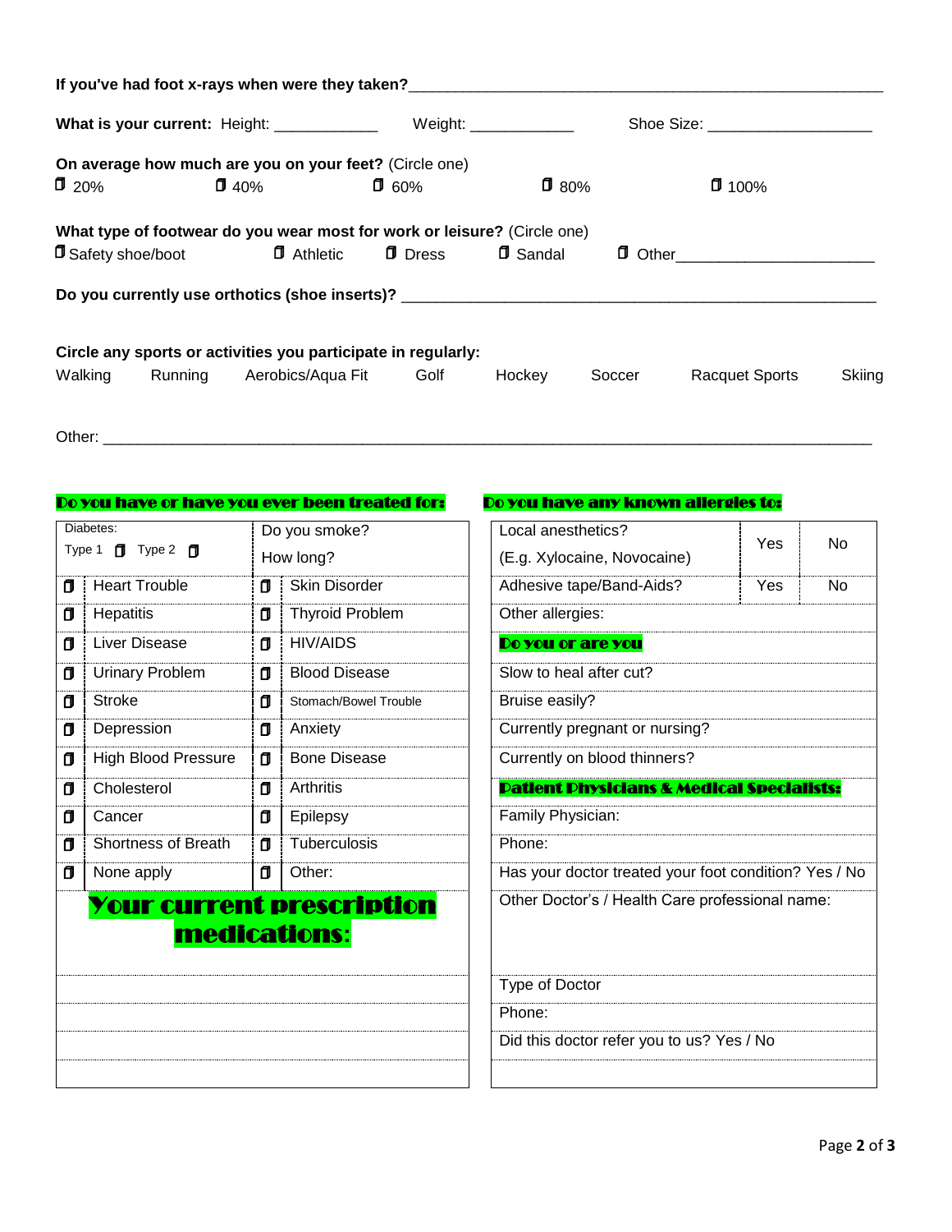**If you've had foot x-rays when were they taken?**\_\_\_\_\_\_\_\_\_\_\_\_\_\_\_\_\_\_\_\_\_\_\_\_\_\_\_\_\_\_\_\_\_\_\_\_\_\_\_\_\_\_\_\_\_\_\_\_\_\_\_\_

**What is your current:** Height: \_\_\_\_\_\_\_\_\_\_\_\_ Weight: \_\_\_\_\_\_\_\_\_\_\_\_ Shoe Size: \_\_\_\_\_\_\_\_\_\_\_\_\_\_\_\_\_\_\_\_

**On average how much are you on your feet?** (Circle one)

☐ 20% ☐ 40% ☐ 60% ☐ 80% ☐ 100%

**What type of footwear do you wear most for work or leisure?** (Circle one)

☐ Safety shoe/boot ☐ Athletic ☐ Dress ☐ Sandal ☐ Other\_\_\_\_\_\_\_\_\_\_\_\_\_\_\_\_\_\_\_\_\_\_\_

**Do you currently use orthotics (shoe inserts)?** \_\_\_\_\_\_\_\_\_\_\_\_\_\_\_\_\_\_\_\_\_\_\_\_\_\_\_\_\_\_\_\_\_\_\_\_\_\_\_\_\_\_\_\_\_\_\_\_\_\_\_\_\_\_\_\_

**Circle any sports or activities you participate in regularly:**

Walking Running Aerobics/Aqua Fit Golf Hockey Soccer Racquet Sports Skiing

Other: \_\_\_\_\_\_\_\_\_\_\_\_\_\_\_\_\_\_\_\_\_\_\_\_\_\_\_\_\_\_\_\_\_\_\_\_\_\_\_\_\_\_\_\_\_\_\_\_\_\_\_\_\_\_\_\_\_\_\_\_\_\_\_\_\_\_\_\_\_\_\_\_\_\_\_\_\_\_\_\_\_\_\_\_\_\_\_\_\_\_\_\_

## Do you have or have you ever been treated for:

| | | | |
|---|---|---|---|
| Diabetes: Type 1 ☐ Type 2 ☐ | | Do you smoke? How long? | |
| ☐ | Heart Trouble | ☐ | Skin Disorder |
| ☐ | Hepatitis | ☐ | Thyroid Problem |
| ☐ | Liver Disease | ☐ | HIV/AIDS |
| ☐ | Urinary Problem | ☐ | Blood Disease |
| ☐ | Stroke | ☐ | Stomach/Bowel Trouble |
| ☐ | Depression | ☐ | Anxiety |
| ☐ | High Blood Pressure | ☐ | Bone Disease |
| ☐ | Cholesterol | ☐ | Arthritis |
| ☐ | Cancer | ☐ | Epilepsy |
| ☐ | Shortness of Breath | ☐ | Tuberculosis |
| ☐ | None apply | ☐ | Other: |

## Your current prescription medications:

| |
|---|
| |
| |
| |
| |

## Do you have any known allergies to:

| | | |
|---|---|---|
| Local anesthetics? (E.g. Xylocaine, Novocaine) | Yes | No |
| Adhesive tape/Band-Aids? | Yes | No |
| Other allergies: | | |

### Do you or are you

| |
|---|
| Slow to heal after cut? |
| Bruise easily? |
| Currently pregnant or nursing? |
| Currently on blood thinners? |

### Patient Physicians & Medical Specialists:

| |
|---|
| Family Physician: |
| Phone: |
| Has your doctor treated your foot condition? Yes / No |
| Other Doctor's / Health Care professional name: |
| Type of Doctor |
| Phone: |
| Did this doctor refer you to us? Yes / No |
| |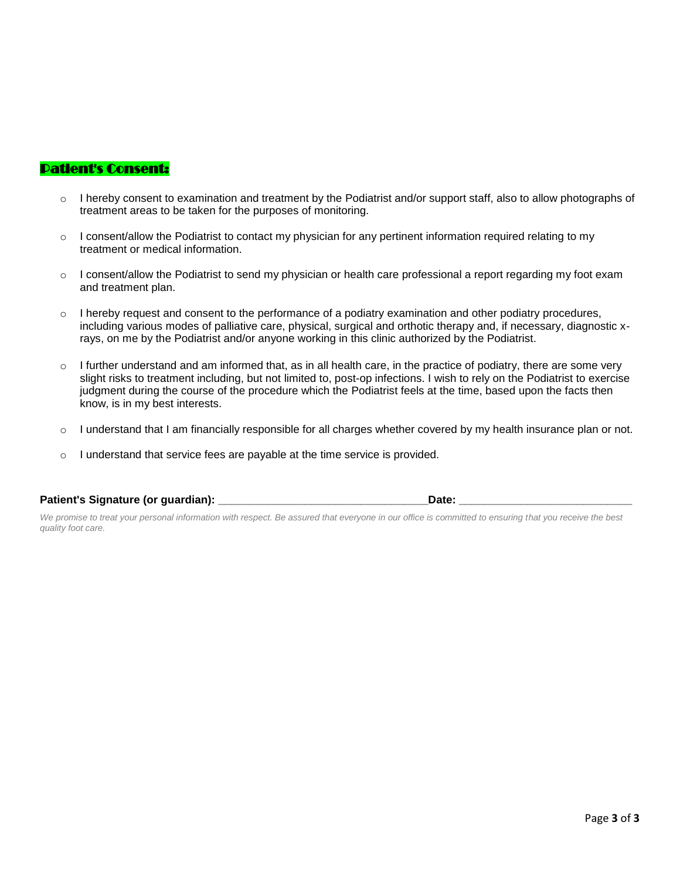## Patient's Consent:

- I hereby consent to examination and treatment by the Podiatrist and/or support staff, also to allow photographs of treatment areas to be taken for the purposes of monitoring.
- I consent/allow the Podiatrist to contact my physician for any pertinent information required relating to my treatment or medical information.
- I consent/allow the Podiatrist to send my physician or health care professional a report regarding my foot exam and treatment plan.
- I hereby request and consent to the performance of a podiatry examination and other podiatry procedures, including various modes of palliative care, physical, surgical and orthotic therapy and, if necessary, diagnostic x-rays, on me by the Podiatrist and/or anyone working in this clinic authorized by the Podiatrist.
- I further understand and am informed that, as in all health care, in the practice of podiatry, there are some very slight risks to treatment including, but not limited to, post-op infections. I wish to rely on the Podiatrist to exercise judgment during the course of the procedure which the Podiatrist feels at the time, based upon the facts then know, is in my best interests.
- I understand that I am financially responsible for all charges whether covered by my health insurance plan or not.
- I understand that service fees are payable at the time service is provided.

**Patient's Signature (or guardian):** __________________________________ **Date:** ____________________________

*We promise to treat your personal information with respect. Be assured that everyone in our office is committed to ensuring that you receive the best quality foot care.*